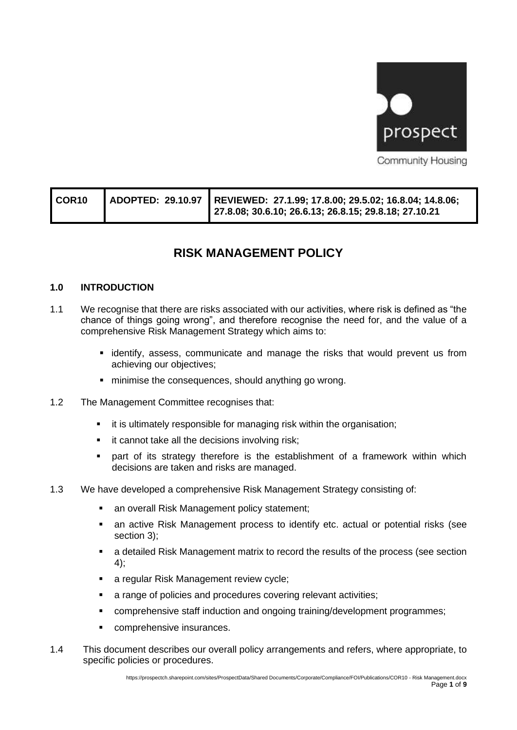prospect

Community Housing

| COR10 | ADOPTED: 29.10.97 | REVIEWED: 27.1.99; 17.8.00; 29.5.02; 16.8.04; 14.8.06; 27.8.08; 30.6.10; 26.6.13; 26.8.15; 29.8.18; 27.10.21 |
|---|---|---|

# RISK MANAGEMENT POLICY

## 1.0 INTRODUCTION

1.1 We recognise that there are risks associated with our activities, where risk is defined as "the chance of things going wrong", and therefore recognise the need for, and the value of a comprehensive Risk Management Strategy which aims to:

- identify, assess, communicate and manage the risks that would prevent us from achieving our objectives;
- minimise the consequences, should anything go wrong.

1.2 The Management Committee recognises that:

- it is ultimately responsible for managing risk within the organisation;
- it cannot take all the decisions involving risk;
- part of its strategy therefore is the establishment of a framework within which decisions are taken and risks are managed.

1.3 We have developed a comprehensive Risk Management Strategy consisting of:

- an overall Risk Management policy statement;
- an active Risk Management process to identify etc. actual or potential risks (see section 3);
- a detailed Risk Management matrix to record the results of the process (see section 4);
- a regular Risk Management review cycle;
- a range of policies and procedures covering relevant activities;
- comprehensive staff induction and ongoing training/development programmes;
- comprehensive insurances.

1.4 This document describes our overall policy arrangements and refers, where appropriate, to specific policies or procedures.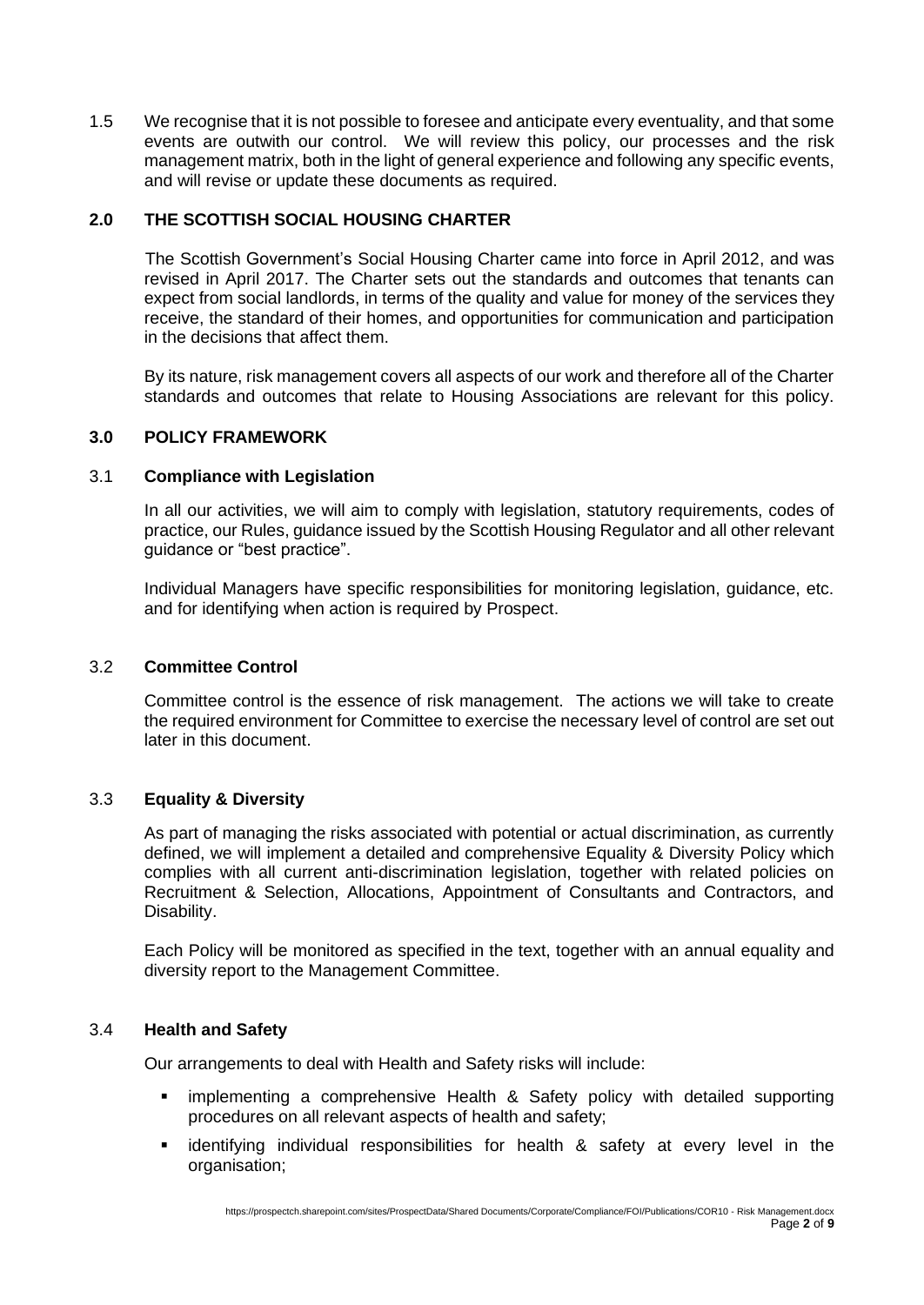1.5 We recognise that it is not possible to foresee and anticipate every eventuality, and that some events are outwith our control. We will review this policy, our processes and the risk management matrix, both in the light of general experience and following any specific events, and will revise or update these documents as required.

## 2.0 THE SCOTTISH SOCIAL HOUSING CHARTER

The Scottish Government's Social Housing Charter came into force in April 2012, and was revised in April 2017. The Charter sets out the standards and outcomes that tenants can expect from social landlords, in terms of the quality and value for money of the services they receive, the standard of their homes, and opportunities for communication and participation in the decisions that affect them.

By its nature, risk management covers all aspects of our work and therefore all of the Charter standards and outcomes that relate to Housing Associations are relevant for this policy.

## 3.0 POLICY FRAMEWORK

### 3.1 Compliance with Legislation

In all our activities, we will aim to comply with legislation, statutory requirements, codes of practice, our Rules, guidance issued by the Scottish Housing Regulator and all other relevant guidance or "best practice".

Individual Managers have specific responsibilities for monitoring legislation, guidance, etc. and for identifying when action is required by Prospect.

### 3.2 Committee Control

Committee control is the essence of risk management. The actions we will take to create the required environment for Committee to exercise the necessary level of control are set out later in this document.

### 3.3 Equality & Diversity

As part of managing the risks associated with potential or actual discrimination, as currently defined, we will implement a detailed and comprehensive Equality & Diversity Policy which complies with all current anti-discrimination legislation, together with related policies on Recruitment & Selection, Allocations, Appointment of Consultants and Contractors, and Disability.

Each Policy will be monitored as specified in the text, together with an annual equality and diversity report to the Management Committee.

### 3.4 Health and Safety

Our arrangements to deal with Health and Safety risks will include:

- implementing a comprehensive Health & Safety policy with detailed supporting procedures on all relevant aspects of health and safety;
- identifying individual responsibilities for health & safety at every level in the organisation;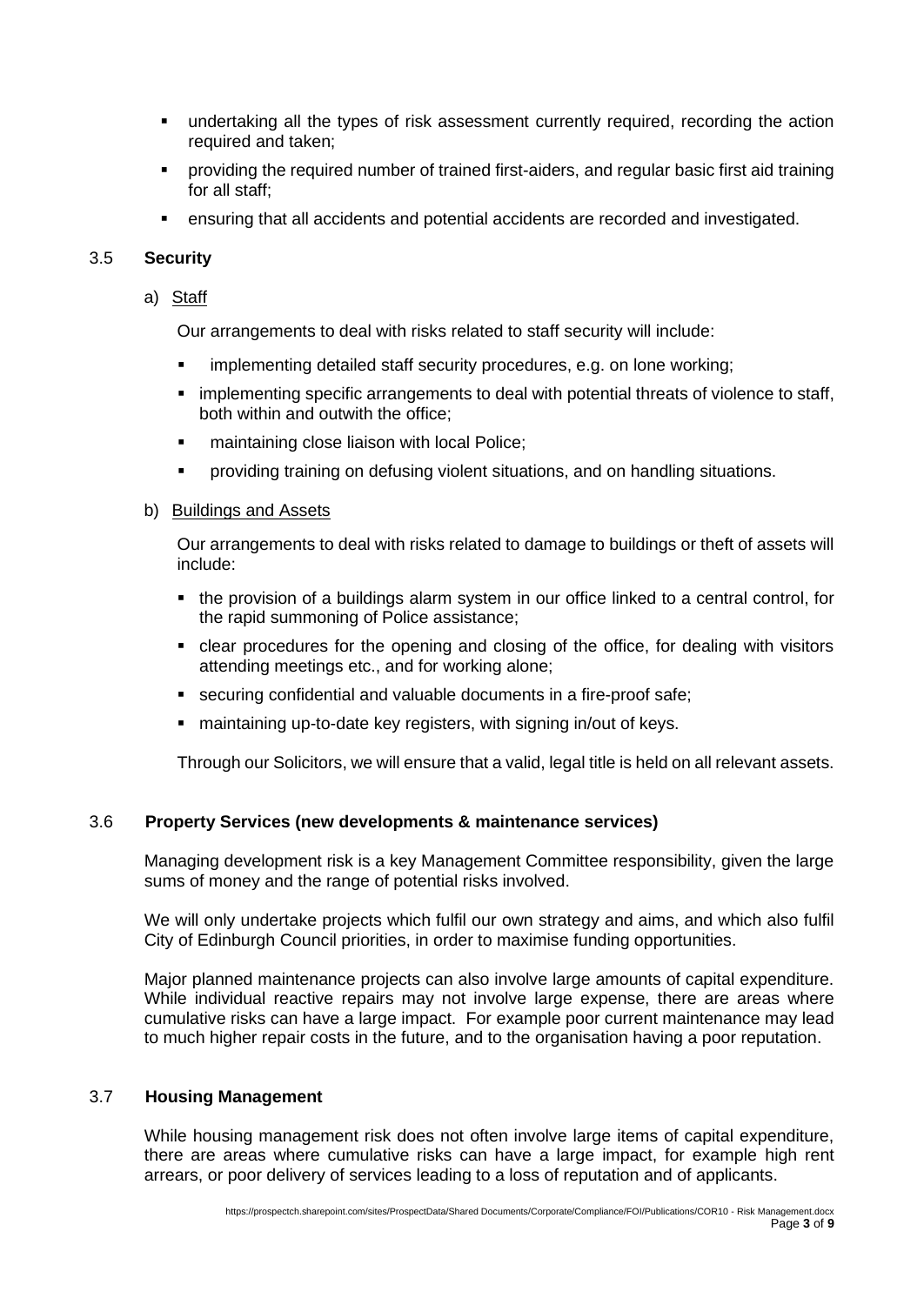- undertaking all the types of risk assessment currently required, recording the action required and taken;
- providing the required number of trained first-aiders, and regular basic first aid training for all staff;
- ensuring that all accidents and potential accidents are recorded and investigated.

### 3.5 Security

a) Staff

Our arrangements to deal with risks related to staff security will include:

- implementing detailed staff security procedures, e.g. on lone working;
- implementing specific arrangements to deal with potential threats of violence to staff, both within and outwith the office;
- maintaining close liaison with local Police;
- providing training on defusing violent situations, and on handling situations.

b) Buildings and Assets

Our arrangements to deal with risks related to damage to buildings or theft of assets will include:

- the provision of a buildings alarm system in our office linked to a central control, for the rapid summoning of Police assistance;
- clear procedures for the opening and closing of the office, for dealing with visitors attending meetings etc., and for working alone;
- securing confidential and valuable documents in a fire-proof safe;
- maintaining up-to-date key registers, with signing in/out of keys.

Through our Solicitors, we will ensure that a valid, legal title is held on all relevant assets.

### 3.6 Property Services (new developments & maintenance services)

Managing development risk is a key Management Committee responsibility, given the large sums of money and the range of potential risks involved.

We will only undertake projects which fulfil our own strategy and aims, and which also fulfil City of Edinburgh Council priorities, in order to maximise funding opportunities.

Major planned maintenance projects can also involve large amounts of capital expenditure. While individual reactive repairs may not involve large expense, there are areas where cumulative risks can have a large impact. For example poor current maintenance may lead to much higher repair costs in the future, and to the organisation having a poor reputation.

### 3.7 Housing Management

While housing management risk does not often involve large items of capital expenditure, there are areas where cumulative risks can have a large impact, for example high rent arrears, or poor delivery of services leading to a loss of reputation and of applicants.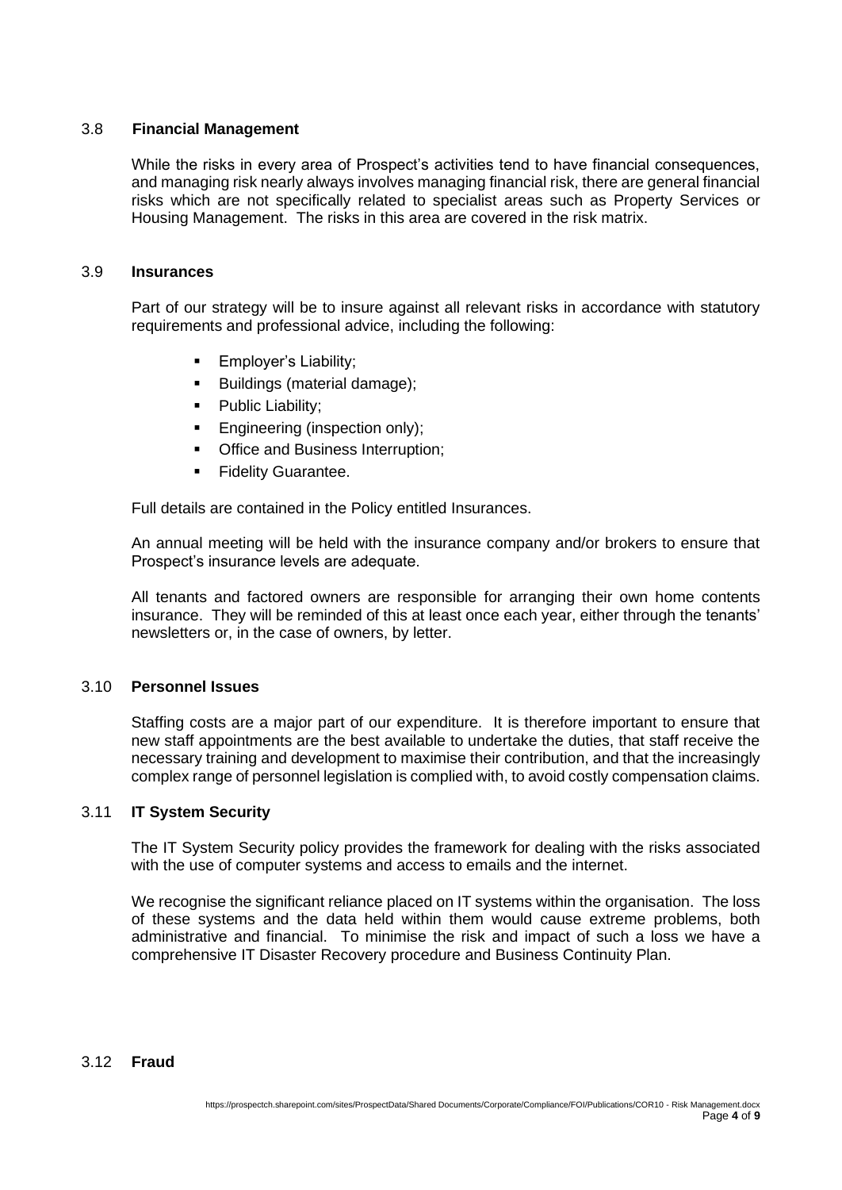### 3.8 Financial Management

While the risks in every area of Prospect's activities tend to have financial consequences, and managing risk nearly always involves managing financial risk, there are general financial risks which are not specifically related to specialist areas such as Property Services or Housing Management. The risks in this area are covered in the risk matrix.

### 3.9 Insurances

Part of our strategy will be to insure against all relevant risks in accordance with statutory requirements and professional advice, including the following:

- Employer's Liability;
- Buildings (material damage);
- Public Liability;
- Engineering (inspection only);
- Office and Business Interruption;
- Fidelity Guarantee.

Full details are contained in the Policy entitled Insurances.

An annual meeting will be held with the insurance company and/or brokers to ensure that Prospect's insurance levels are adequate.

All tenants and factored owners are responsible for arranging their own home contents insurance. They will be reminded of this at least once each year, either through the tenants' newsletters or, in the case of owners, by letter.

### 3.10 Personnel Issues

Staffing costs are a major part of our expenditure. It is therefore important to ensure that new staff appointments are the best available to undertake the duties, that staff receive the necessary training and development to maximise their contribution, and that the increasingly complex range of personnel legislation is complied with, to avoid costly compensation claims.

### 3.11 IT System Security

The IT System Security policy provides the framework for dealing with the risks associated with the use of computer systems and access to emails and the internet.

We recognise the significant reliance placed on IT systems within the organisation. The loss of these systems and the data held within them would cause extreme problems, both administrative and financial. To minimise the risk and impact of such a loss we have a comprehensive IT Disaster Recovery procedure and Business Continuity Plan.

### 3.12 Fraud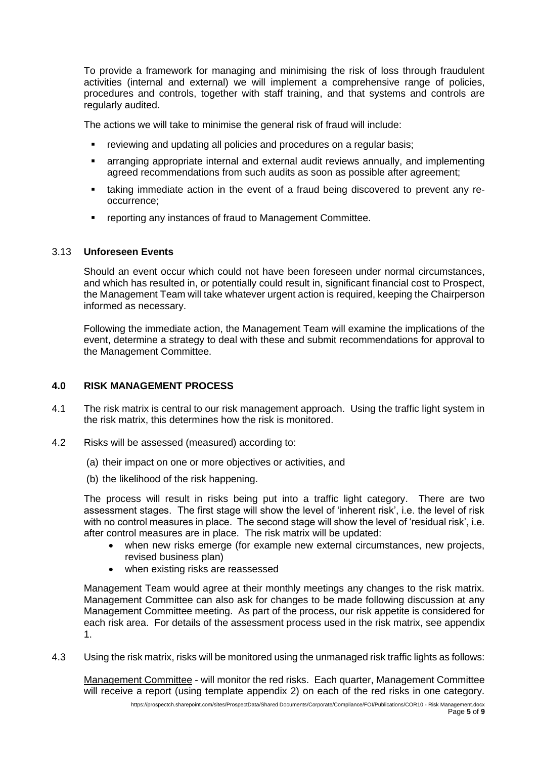To provide a framework for managing and minimising the risk of loss through fraudulent activities (internal and external) we will implement a comprehensive range of policies, procedures and controls, together with staff training, and that systems and controls are regularly audited.

The actions we will take to minimise the general risk of fraud will include:

- reviewing and updating all policies and procedures on a regular basis;
- arranging appropriate internal and external audit reviews annually, and implementing agreed recommendations from such audits as soon as possible after agreement;
- taking immediate action in the event of a fraud being discovered to prevent any re-occurrence;
- reporting any instances of fraud to Management Committee.

### 3.13 Unforeseen Events

Should an event occur which could not have been foreseen under normal circumstances, and which has resulted in, or potentially could result in, significant financial cost to Prospect, the Management Team will take whatever urgent action is required, keeping the Chairperson informed as necessary.

Following the immediate action, the Management Team will examine the implications of the event, determine a strategy to deal with these and submit recommendations for approval to the Management Committee.

## 4.0 RISK MANAGEMENT PROCESS

4.1 The risk matrix is central to our risk management approach. Using the traffic light system in the risk matrix, this determines how the risk is monitored.

4.2 Risks will be assessed (measured) according to:

(a) their impact on one or more objectives or activities, and

(b) the likelihood of the risk happening.

The process will result in risks being put into a traffic light category. There are two assessment stages. The first stage will show the level of 'inherent risk', i.e. the level of risk with no control measures in place. The second stage will show the level of 'residual risk', i.e. after control measures are in place. The risk matrix will be updated:

- when new risks emerge (for example new external circumstances, new projects, revised business plan)
- when existing risks are reassessed

Management Team would agree at their monthly meetings any changes to the risk matrix. Management Committee can also ask for changes to be made following discussion at any Management Committee meeting. As part of the process, our risk appetite is considered for each risk area. For details of the assessment process used in the risk matrix, see appendix 1.

4.3 Using the risk matrix, risks will be monitored using the unmanaged risk traffic lights as follows:

Management Committee - will monitor the red risks. Each quarter, Management Committee will receive a report (using template appendix 2) on each of the red risks in one category.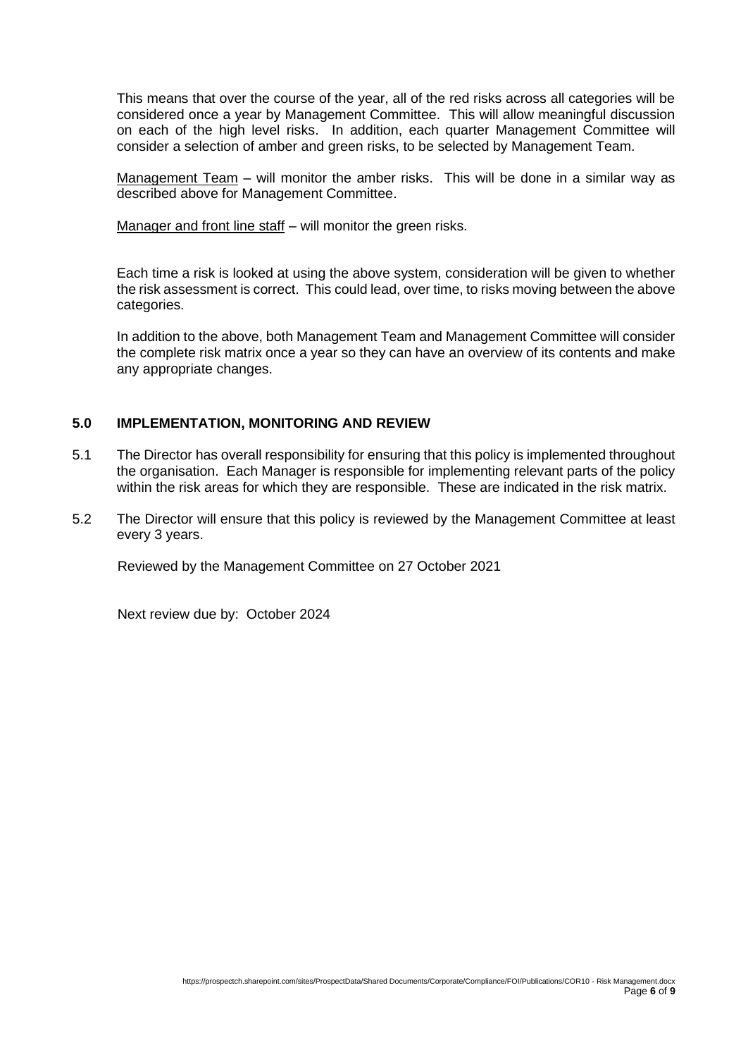This means that over the course of the year, all of the red risks across all categories will be considered once a year by Management Committee. This will allow meaningful discussion on each of the high level risks. In addition, each quarter Management Committee will consider a selection of amber and green risks, to be selected by Management Team.

<u>Management Team</u> – will monitor the amber risks. This will be done in a similar way as described above for Management Committee.

<u>Manager and front line staff</u> – will monitor the green risks.

Each time a risk is looked at using the above system, consideration will be given to whether the risk assessment is correct. This could lead, over time, to risks moving between the above categories.

In addition to the above, both Management Team and Management Committee will consider the complete risk matrix once a year so they can have an overview of its contents and make any appropriate changes.

## 5.0 IMPLEMENTATION, MONITORING AND REVIEW

5.1 The Director has overall responsibility for ensuring that this policy is implemented throughout the organisation. Each Manager is responsible for implementing relevant parts of the policy within the risk areas for which they are responsible. These are indicated in the risk matrix.

5.2 The Director will ensure that this policy is reviewed by the Management Committee at least every 3 years.

Reviewed by the Management Committee on 27 October 2021

Next review due by: October 2024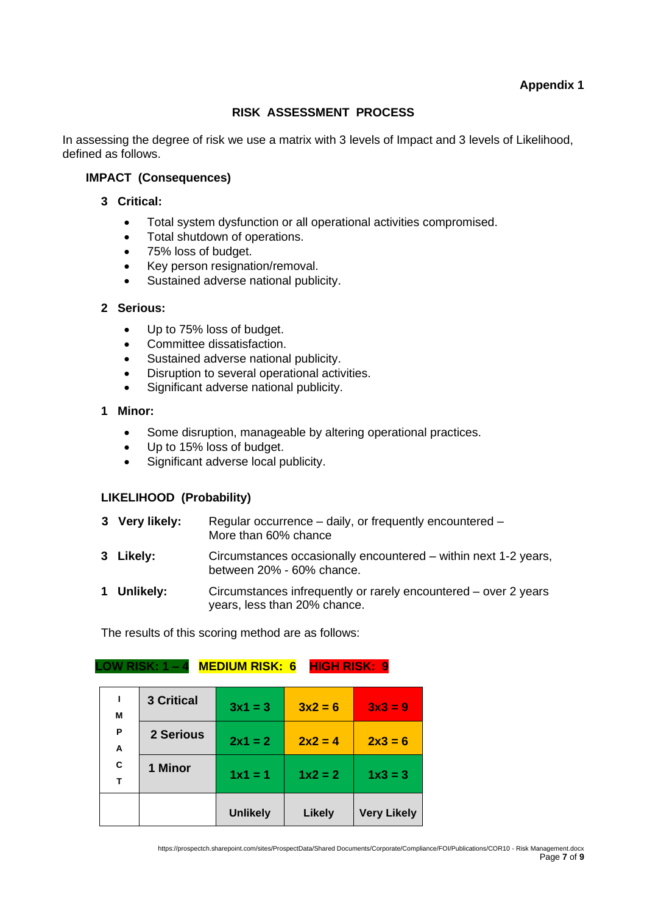**Appendix 1**

## RISK ASSESSMENT PROCESS

In assessing the degree of risk we use a matrix with 3 levels of Impact and 3 levels of Likelihood, defined as follows.

### IMPACT (Consequences)

**3 Critical:**

- Total system dysfunction or all operational activities compromised.
- Total shutdown of operations.
- 75% loss of budget.
- Key person resignation/removal.
- Sustained adverse national publicity.

**2 Serious:**

- Up to 75% loss of budget.
- Committee dissatisfaction.
- Sustained adverse national publicity.
- Disruption to several operational activities.
- Significant adverse national publicity.

**1 Minor:**

- Some disruption, manageable by altering operational practices.
- Up to 15% loss of budget.
- Significant adverse local publicity.

### LIKELIHOOD (Probability)

**3 Very likely:** Regular occurrence – daily, or frequently encountered – More than 60% chance

**3 Likely:** Circumstances occasionally encountered – within next 1-2 years, between 20% - 60% chance.

**1 Unlikely:** Circumstances infrequently or rarely encountered – over 2 years years, less than 20% chance.

The results of this scoring method are as follows:

**LOW RISK: 1 – 4** **MEDIUM RISK: 6** **HIGH RISK: 9**

| IMPACT | | | | |
|---|---|---|---|---|
| | **3 Critical** | **3x1 = 3** | **3x2 = 6** | **3x3 = 9** |
| | **2 Serious** | **2x1 = 2** | **2x2 = 4** | **2x3 = 6** |
| | **1 Minor** | **1x1 = 1** | **1x2 = 2** | **1x3 = 3** |
| | | **Unlikely** | **Likely** | **Very Likely** |

https://prospectch.sharepoint.com/sites/ProspectData/Shared Documents/Corporate/Compliance/FOI/Publications/COR10 - Risk Management.docx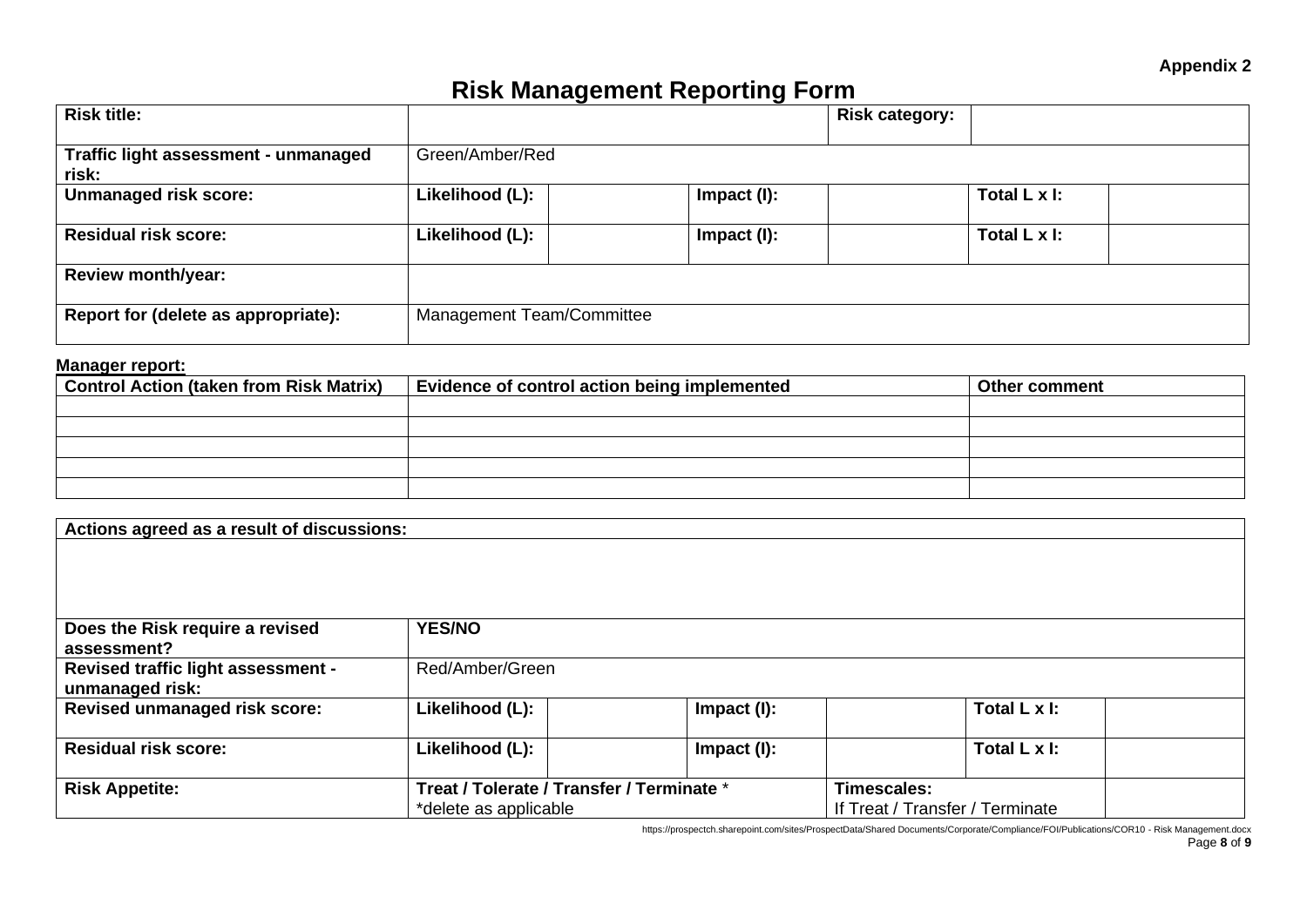**Appendix 2**

# Risk Management Reporting Form

| | | | | | |
|---|---|---|---|---|---|
| **Risk title:** | | | | **Risk category:** | |
| **Traffic light assessment - unmanaged risk:** | Green/Amber/Red | | | | |
| **Unmanaged risk score:** | **Likelihood (L):** | | **Impact (I):** | | **Total L x I:** | |
| **Residual risk score:** | **Likelihood (L):** | | **Impact (I):** | | **Total L x I:** | |
| **Review month/year:** | | | | | |
| **Report for (delete as appropriate):** | Management Team/Committee | | | | |

**Manager report:**

| Control Action (taken from Risk Matrix) | Evidence of control action being implemented | Other comment |
|---|---|---|
| | | |
| | | |
| | | |
| | | |
| | | |

| **Actions agreed as a result of discussions:** | | | | | | |
|---|---|---|---|---|---|---|
| | | | | | | |
| **Does the Risk require a revised assessment?** | **YES/NO** | | | | | |
| **Revised traffic light assessment - unmanaged risk:** | Red/Amber/Green | | | | | |
| **Revised unmanaged risk score:** | **Likelihood (L):** | | **Impact (I):** | | **Total L x I:** | |
| **Residual risk score:** | **Likelihood (L):** | | **Impact (I):** | | **Total L x I:** | |
| **Risk Appetite:** | **Treat / Tolerate / Transfer / Terminate** * *delete as applicable | | | **Timescales:** If Treat / Transfer / Terminate | | |

https://prospectch.sharepoint.com/sites/ProspectData/Shared Documents/Corporate/Compliance/FOI/Publications/COR10 - Risk Management.docx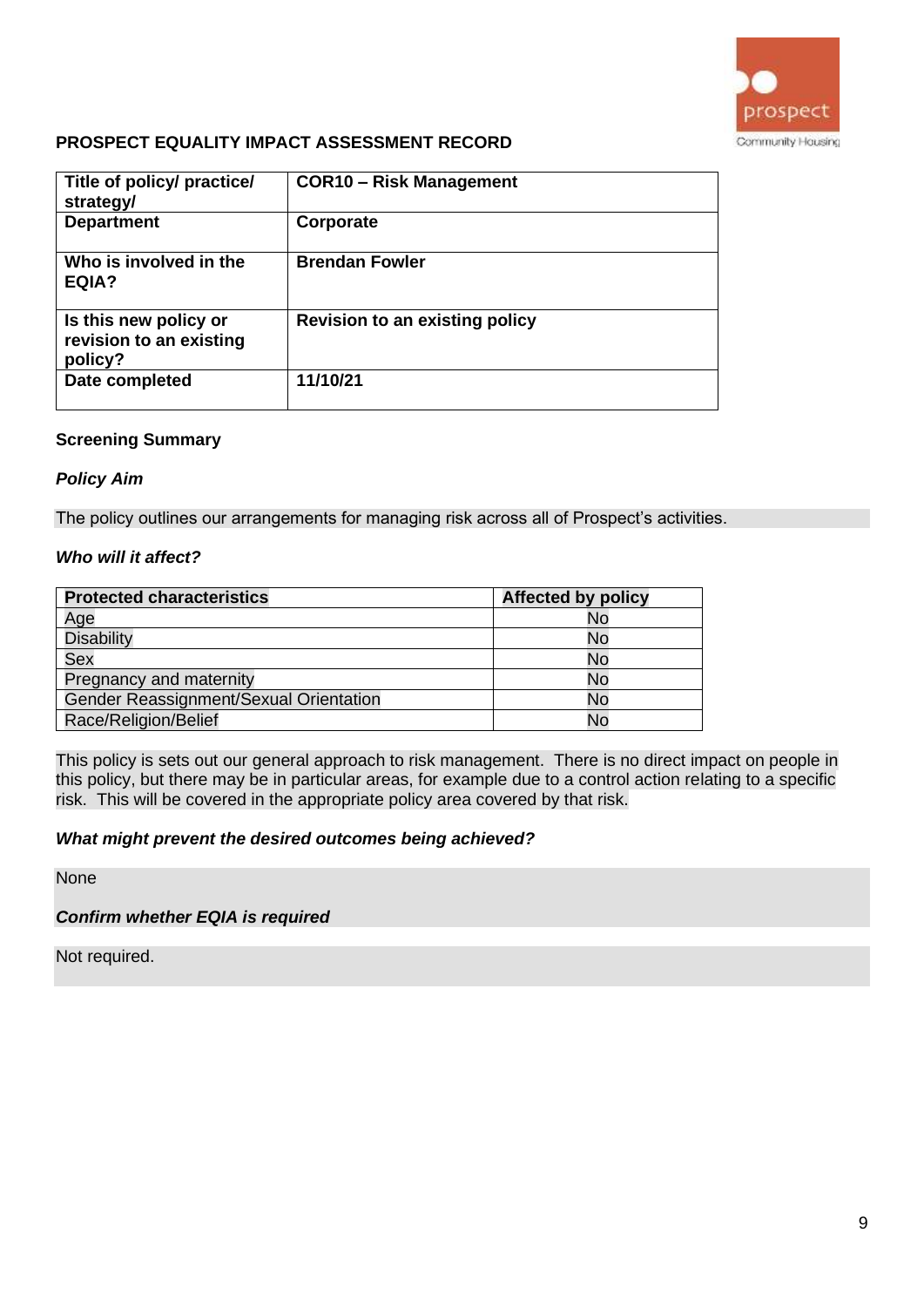**PROSPECT EQUALITY IMPACT ASSESSMENT RECORD**

| | |
|---|---|
| **Title of policy/ practice/ strategy/** | **COR10 – Risk Management** |
| **Department** | **Corporate** |
| **Who is involved in the EQIA?** | **Brendan Fowler** |
| **Is this new policy or revision to an existing policy?** | **Revision to an existing policy** |
| **Date completed** | **11/10/21** |

**Screening Summary**

***Policy Aim***

The policy outlines our arrangements for managing risk across all of Prospect's activities.

***Who will it affect?***

| Protected characteristics | Affected by policy |
|---|---|
| Age | No |
| Disability | No |
| Sex | No |
| Pregnancy and maternity | No |
| Gender Reassignment/Sexual Orientation | No |
| Race/Religion/Belief | No |

This policy is sets out our general approach to risk management. There is no direct impact on people in this policy, but there may be in particular areas, for example due to a control action relating to a specific risk. This will be covered in the appropriate policy area covered by that risk.

***What might prevent the desired outcomes being achieved?***

None

***Confirm whether EQIA is required***

Not required.